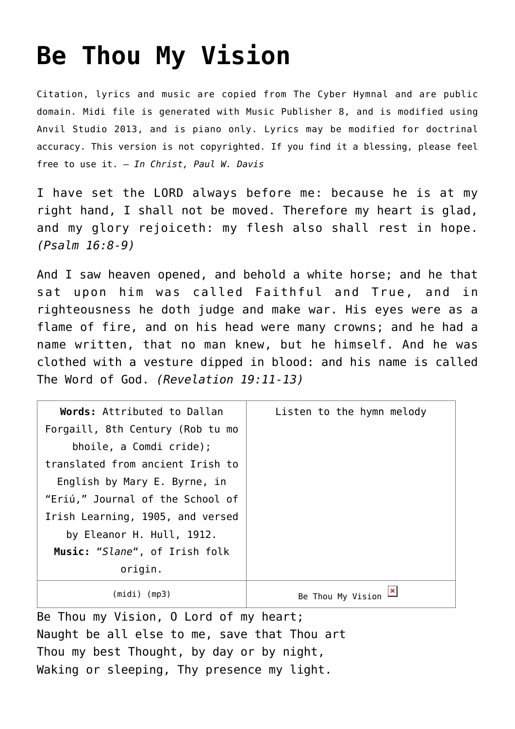# Be Thou My Vision

Citation, lyrics and music are copied from The Cyber Hymnal and are public domain. Midi file is generated with Music Publisher 8, and is modified using Anvil Studio 2013, and is piano only. Lyrics may be modified for doctrinal accuracy. This version is not copyrighted. If you find it a blessing, please feel free to use it. – *In Christ, Paul W. Davis*

I have set the LORD always before me: because he is at my right hand, I shall not be moved. Therefore my heart is glad, and my glory rejoiceth: my flesh also shall rest in hope. *(Psalm 16:8-9)*

And I saw heaven opened, and behold a white horse; and he that sat upon him was called Faithful and True, and in righteousness he doth judge and make war. His eyes were as a flame of fire, and on his head were many crowns; and he had a name written, that no man knew, but he himself. And he was clothed with a vesture dipped in blood: and his name is called The Word of God. *(Revelation 19:11-13)*

| **Words:** Attributed to Dallan Forgaill, 8th Century (Rob tu mo bhoile, a Comdi cride); translated from ancient Irish to English by Mary E. Byrne, in “Eriú,” Journal of the School of Irish Learning, 1905, and versed by Eleanor H. Hull, 1912. **Music:** “*Slane*“, of Irish folk origin. | Listen to the hymn melody |
|---|---|
| (midi) (mp3) | Be Thou My Vision |

Be Thou my Vision, O Lord of my heart;  
Naught be all else to me, save that Thou art  
Thou my best Thought, by day or by night,  
Waking or sleeping, Thy presence my light.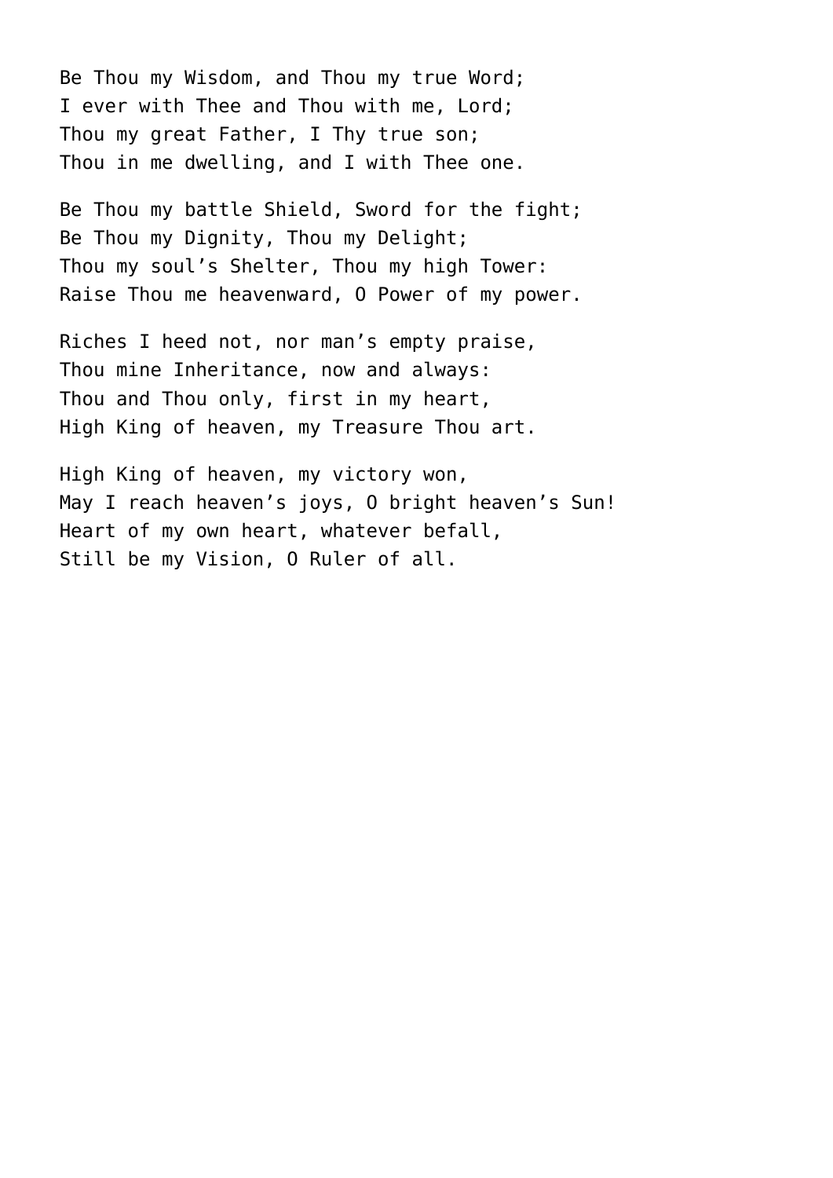Be Thou my Wisdom, and Thou my true Word;
I ever with Thee and Thou with me, Lord;
Thou my great Father, I Thy true son;
Thou in me dwelling, and I with Thee one.

Be Thou my battle Shield, Sword for the fight;
Be Thou my Dignity, Thou my Delight;
Thou my soul’s Shelter, Thou my high Tower:
Raise Thou me heavenward, O Power of my power.

Riches I heed not, nor man’s empty praise,
Thou mine Inheritance, now and always:
Thou and Thou only, first in my heart,
High King of heaven, my Treasure Thou art.

High King of heaven, my victory won,
May I reach heaven’s joys, O bright heaven’s Sun!
Heart of my own heart, whatever befall,
Still be my Vision, O Ruler of all.